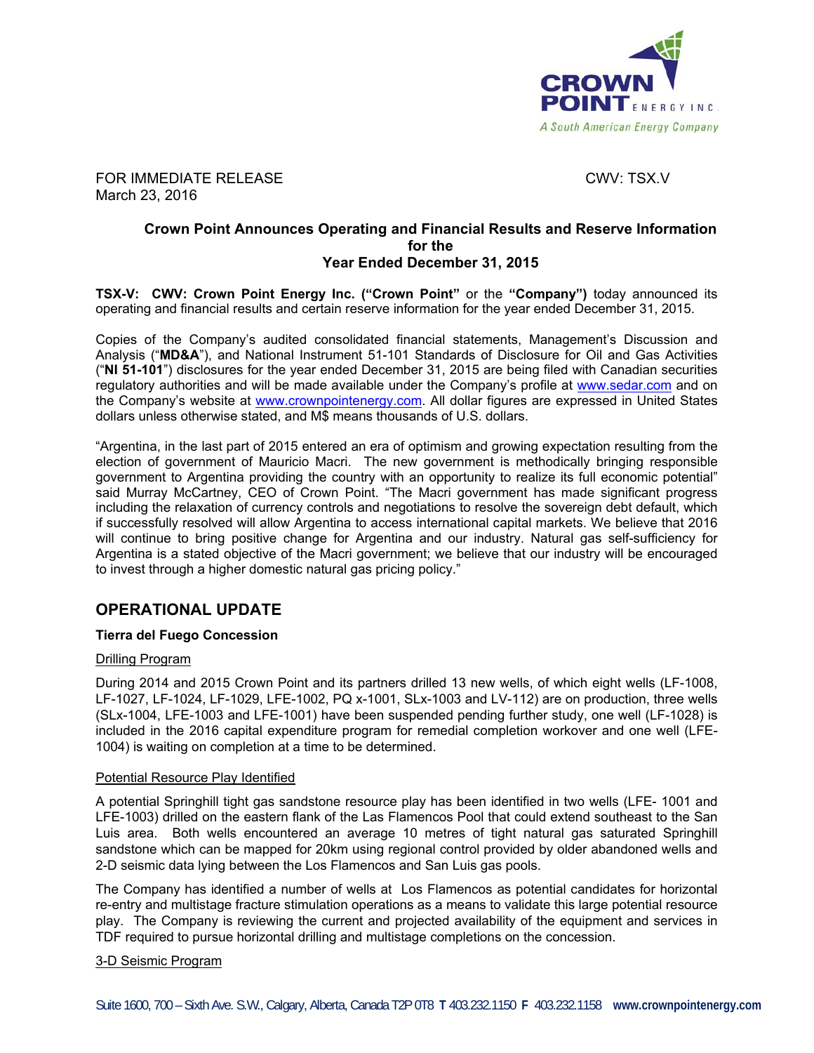FOR IMMEDIATE RELEASE CWV: TSX.V
March 23, 2016

# Crown Point Announces Operating and Financial Results and Reserve Information for the Year Ended December 31, 2015

**TSX-V: CWV: Crown Point Energy Inc. ("Crown Point"** or the **"Company")** today announced its operating and financial results and certain reserve information for the year ended December 31, 2015.

Copies of the Company's audited consolidated financial statements, Management's Discussion and Analysis ("**MD&A**"), and National Instrument 51-101 Standards of Disclosure for Oil and Gas Activities ("**NI 51-101**") disclosures for the year ended December 31, 2015 are being filed with Canadian securities regulatory authorities and will be made available under the Company's profile at www.sedar.com and on the Company's website at www.crownpointenergy.com. All dollar figures are expressed in United States dollars unless otherwise stated, and M$ means thousands of U.S. dollars.

"Argentina, in the last part of 2015 entered an era of optimism and growing expectation resulting from the election of government of Mauricio Macri. The new government is methodically bringing responsible government to Argentina providing the country with an opportunity to realize its full economic potential" said Murray McCartney, CEO of Crown Point. "The Macri government has made significant progress including the relaxation of currency controls and negotiations to resolve the sovereign debt default, which if successfully resolved will allow Argentina to access international capital markets. We believe that 2016 will continue to bring positive change for Argentina and our industry. Natural gas self-sufficiency for Argentina is a stated objective of the Macri government; we believe that our industry will be encouraged to invest through a higher domestic natural gas pricing policy."

## OPERATIONAL UPDATE

### Tierra del Fuego Concession

Drilling Program

During 2014 and 2015 Crown Point and its partners drilled 13 new wells, of which eight wells (LF-1008, LF-1027, LF-1024, LF-1029, LFE-1002, PQ x-1001, SLx-1003 and LV-112) are on production, three wells (SLx-1004, LFE-1003 and LFE-1001) have been suspended pending further study, one well (LF-1028) is included in the 2016 capital expenditure program for remedial completion workover and one well (LFE-1004) is waiting on completion at a time to be determined.

Potential Resource Play Identified

A potential Springhill tight gas sandstone resource play has been identified in two wells (LFE- 1001 and LFE-1003) drilled on the eastern flank of the Las Flamencos Pool that could extend southeast to the San Luis area. Both wells encountered an average 10 metres of tight natural gas saturated Springhill sandstone which can be mapped for 20km using regional control provided by older abandoned wells and 2-D seismic data lying between the Los Flamencos and San Luis gas pools.

The Company has identified a number of wells at Los Flamencos as potential candidates for horizontal re-entry and multistage fracture stimulation operations as a means to validate this large potential resource play. The Company is reviewing the current and projected availability of the equipment and services in TDF required to pursue horizontal drilling and multistage completions on the concession.

3-D Seismic Program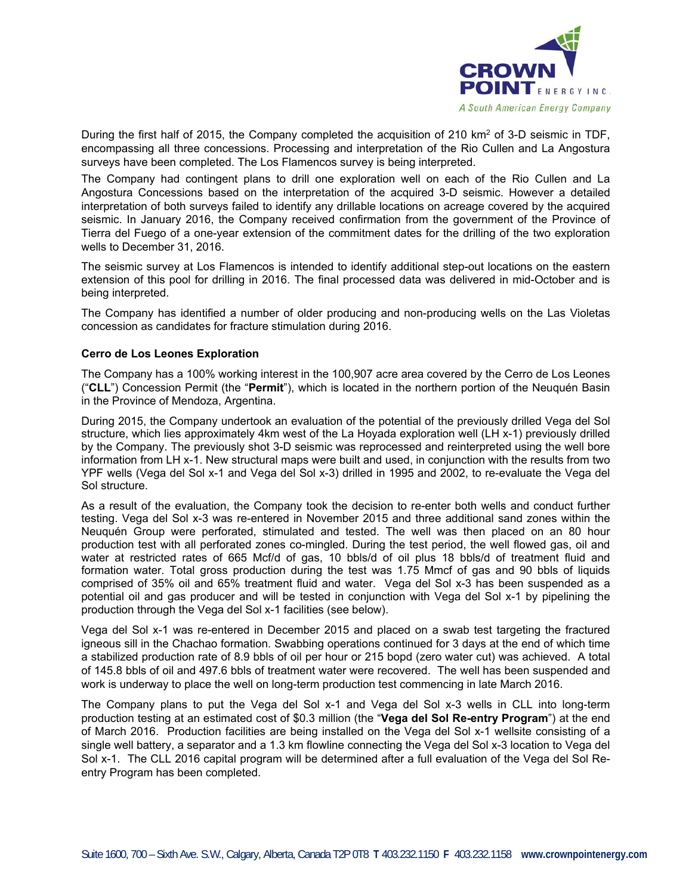During the first half of 2015, the Company completed the acquisition of 210 km$^2$ of 3-D seismic in TDF, encompassing all three concessions. Processing and interpretation of the Rio Cullen and La Angostura surveys have been completed. The Los Flamencos survey is being interpreted.

The Company had contingent plans to drill one exploration well on each of the Rio Cullen and La Angostura Concessions based on the interpretation of the acquired 3-D seismic. However a detailed interpretation of both surveys failed to identify any drillable locations on acreage covered by the acquired seismic. In January 2016, the Company received confirmation from the government of the Province of Tierra del Fuego of a one-year extension of the commitment dates for the drilling of the two exploration wells to December 31, 2016.

The seismic survey at Los Flamencos is intended to identify additional step-out locations on the eastern extension of this pool for drilling in 2016. The final processed data was delivered in mid-October and is being interpreted.

The Company has identified a number of older producing and non-producing wells on the Las Violetas concession as candidates for fracture stimulation during 2016.

**Cerro de Los Leones Exploration**

The Company has a 100% working interest in the 100,907 acre area covered by the Cerro de Los Leones ("**CLL**") Concession Permit (the "**Permit**"), which is located in the northern portion of the Neuquén Basin in the Province of Mendoza, Argentina.

During 2015, the Company undertook an evaluation of the potential of the previously drilled Vega del Sol structure, which lies approximately 4km west of the La Hoyada exploration well (LH x-1) previously drilled by the Company. The previously shot 3-D seismic was reprocessed and reinterpreted using the well bore information from LH x-1. New structural maps were built and used, in conjunction with the results from two YPF wells (Vega del Sol x-1 and Vega del Sol x-3) drilled in 1995 and 2002, to re-evaluate the Vega del Sol structure.

As a result of the evaluation, the Company took the decision to re-enter both wells and conduct further testing. Vega del Sol x-3 was re-entered in November 2015 and three additional sand zones within the Neuquén Group were perforated, stimulated and tested. The well was then placed on an 80 hour production test with all perforated zones co-mingled. During the test period, the well flowed gas, oil and water at restricted rates of 665 Mcf/d of gas, 10 bbls/d of oil plus 18 bbls/d of treatment fluid and formation water. Total gross production during the test was 1.75 Mmcf of gas and 90 bbls of liquids comprised of 35% oil and 65% treatment fluid and water. Vega del Sol x-3 has been suspended as a potential oil and gas producer and will be tested in conjunction with Vega del Sol x-1 by pipelining the production through the Vega del Sol x-1 facilities (see below).

Vega del Sol x-1 was re-entered in December 2015 and placed on a swab test targeting the fractured igneous sill in the Chachao formation. Swabbing operations continued for 3 days at the end of which time a stabilized production rate of 8.9 bbls of oil per hour or 215 bopd (zero water cut) was achieved. A total of 145.8 bbls of oil and 497.6 bbls of treatment water were recovered. The well has been suspended and work is underway to place the well on long-term production test commencing in late March 2016.

The Company plans to put the Vega del Sol x-1 and Vega del Sol x-3 wells in CLL into long-term production testing at an estimated cost of $0.3 million (the "**Vega del Sol Re-entry Program**") at the end of March 2016. Production facilities are being installed on the Vega del Sol x-1 wellsite consisting of a single well battery, a separator and a 1.3 km flowline connecting the Vega del Sol x-3 location to Vega del Sol x-1. The CLL 2016 capital program will be determined after a full evaluation of the Vega del Sol Re-entry Program has been completed.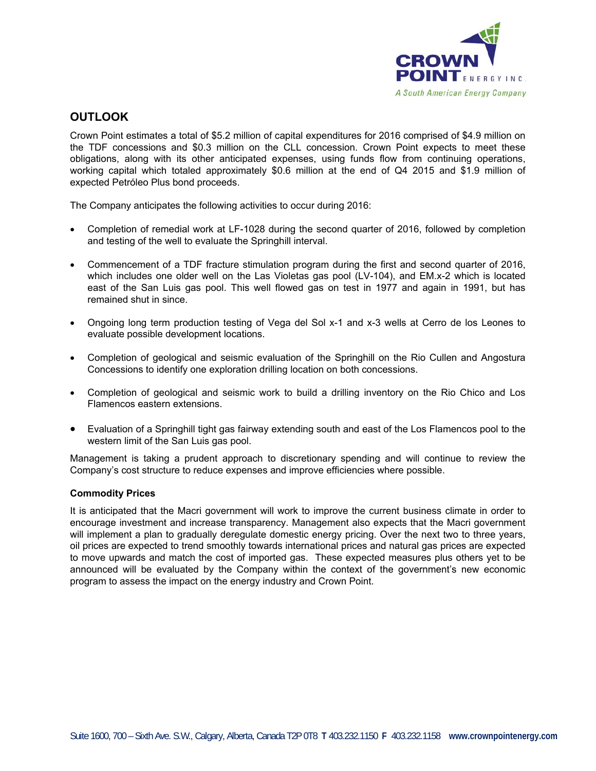## OUTLOOK

Crown Point estimates a total of $5.2 million of capital expenditures for 2016 comprised of $4.9 million on the TDF concessions and $0.3 million on the CLL concession. Crown Point expects to meet these obligations, along with its other anticipated expenses, using funds flow from continuing operations, working capital which totaled approximately $0.6 million at the end of Q4 2015 and $1.9 million of expected Petróleo Plus bond proceeds.

The Company anticipates the following activities to occur during 2016:

- Completion of remedial work at LF-1028 during the second quarter of 2016, followed by completion and testing of the well to evaluate the Springhill interval.
- Commencement of a TDF fracture stimulation program during the first and second quarter of 2016, which includes one older well on the Las Violetas gas pool (LV-104), and EM.x-2 which is located east of the San Luis gas pool. This well flowed gas on test in 1977 and again in 1991, but has remained shut in since.
- Ongoing long term production testing of Vega del Sol x-1 and x-3 wells at Cerro de los Leones to evaluate possible development locations.
- Completion of geological and seismic evaluation of the Springhill on the Rio Cullen and Angostura Concessions to identify one exploration drilling location on both concessions.
- Completion of geological and seismic work to build a drilling inventory on the Rio Chico and Los Flamencos eastern extensions.
- Evaluation of a Springhill tight gas fairway extending south and east of the Los Flamencos pool to the western limit of the San Luis gas pool.

Management is taking a prudent approach to discretionary spending and will continue to review the Company's cost structure to reduce expenses and improve efficiencies where possible.

### Commodity Prices

It is anticipated that the Macri government will work to improve the current business climate in order to encourage investment and increase transparency. Management also expects that the Macri government will implement a plan to gradually deregulate domestic energy pricing. Over the next two to three years, oil prices are expected to trend smoothly towards international prices and natural gas prices are expected to move upwards and match the cost of imported gas. These expected measures plus others yet to be announced will be evaluated by the Company within the context of the government's new economic program to assess the impact on the energy industry and Crown Point.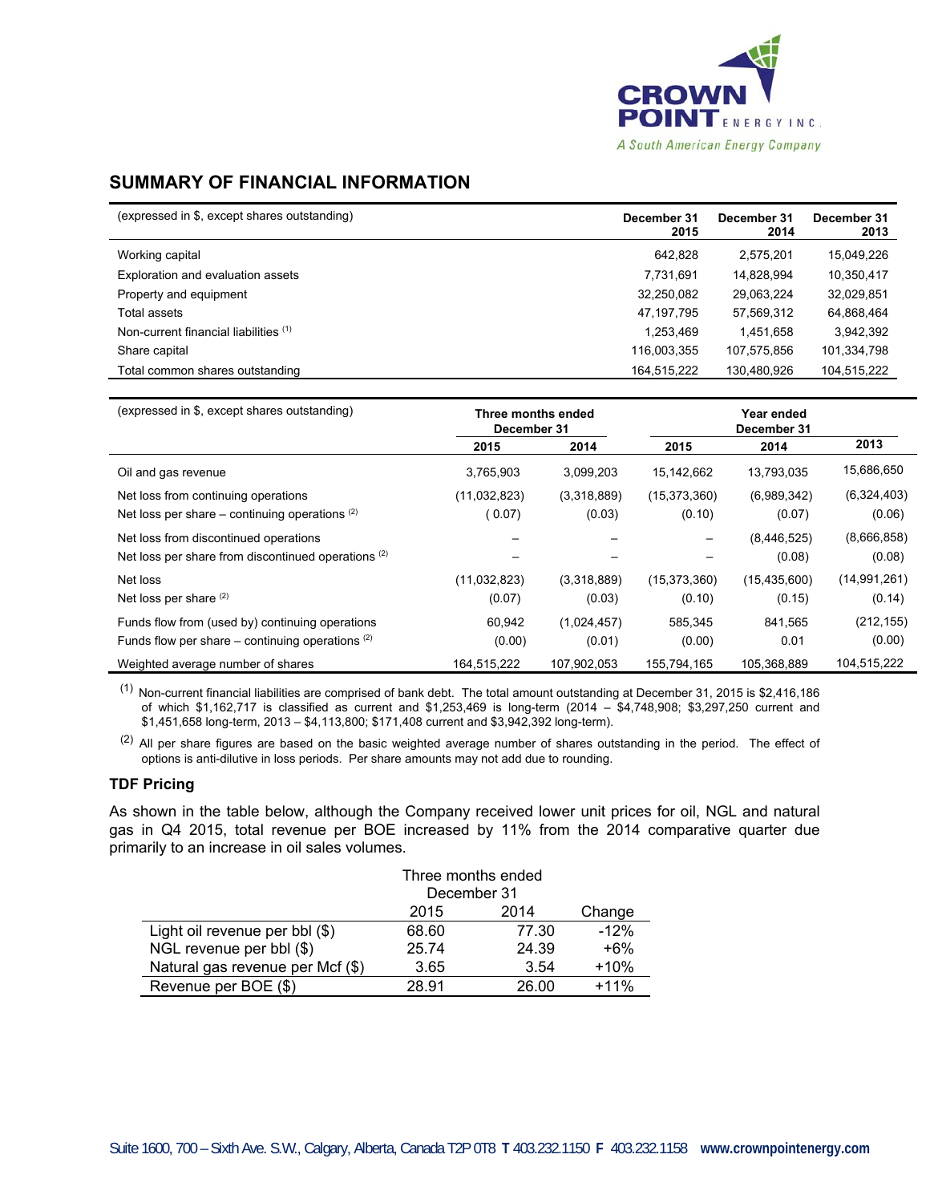## SUMMARY OF FINANCIAL INFORMATION

| (expressed in $, except shares outstanding) | December 31 2015 | December 31 2014 | December 31 2013 |
|---|---|---|---|
| Working capital | 642,828 | 2,575,201 | 15,049,226 |
| Exploration and evaluation assets | 7,731,691 | 14,828,994 | 10,350,417 |
| Property and equipment | 32,250,082 | 29,063,224 | 32,029,851 |
| Total assets | 47,197,795 | 57,569,312 | 64,868,464 |
| Non-current financial liabilities [(1)] | 1,253,469 | 1,451,658 | 3,942,392 |
| Share capital | 116,003,355 | 107,575,856 | 101,334,798 |
| Total common shares outstanding | 164,515,222 | 130,480,926 | 104,515,222 |

| (expressed in $, except shares outstanding) | Three months ended December 31 | | Year ended December 31 | | |
|---|---|---|---|---|---|
| | 2015 | 2014 | 2015 | 2014 | 2013 |
| Oil and gas revenue | 3,765,903 | 3,099,203 | 15,142,662 | 13,793,035 | 15,686,650 |
| Net loss from continuing operations | (11,032,823) | (3,318,889) | (15,373,360) | (6,989,342) | (6,324,403) |
| Net loss per share – continuing operations [(2)] | ( 0.07) | (0.03) | (0.10) | (0.07) | (0.06) |
| Net loss from discontinued operations | – | – | – | (8,446,525) | (8,666,858) |
| Net loss per share from discontinued operations [(2)] | – | – | – | (0.08) | (0.08) |
| Net loss | (11,032,823) | (3,318,889) | (15,373,360) | (15,435,600) | (14,991,261) |
| Net loss per share [(2)] | (0.07) | (0.03) | (0.10) | (0.15) | (0.14) |
| Funds flow from (used by) continuing operations | 60,942 | (1,024,457) | 585,345 | 841,565 | (212,155) |
| Funds flow per share – continuing operations [(2)] | (0.00) | (0.01) | (0.00) | 0.01 | (0.00) |
| Weighted average number of shares | 164,515,222 | 107,902,053 | 155,794,165 | 105,368,889 | 104,515,222 |

(1) Non-current financial liabilities are comprised of bank debt. The total amount outstanding at December 31, 2015 is $2,416,186 of which $1,162,717 is classified as current and $1,253,469 is long-term (2014 – $4,748,908; $3,297,250 current and $1,451,658 long-term, 2013 – $4,113,800; $171,408 current and $3,942,392 long-term).

(2) All per share figures are based on the basic weighted average number of shares outstanding in the period. The effect of options is anti-dilutive in loss periods. Per share amounts may not add due to rounding.

### TDF Pricing

As shown in the table below, although the Company received lower unit prices for oil, NGL and natural gas in Q4 2015, total revenue per BOE increased by 11% from the 2014 comparative quarter due primarily to an increase in oil sales volumes.

| | Three months ended December 31 | | |
|---|---|---|---|
| | 2015 | 2014 | Change |
| Light oil revenue per bbl ($) | 68.60 | 77.30 | -12% |
| NGL revenue per bbl ($) | 25.74 | 24.39 | +6% |
| Natural gas revenue per Mcf ($) | 3.65 | 3.54 | +10% |
| Revenue per BOE ($) | 28.91 | 26.00 | +11% |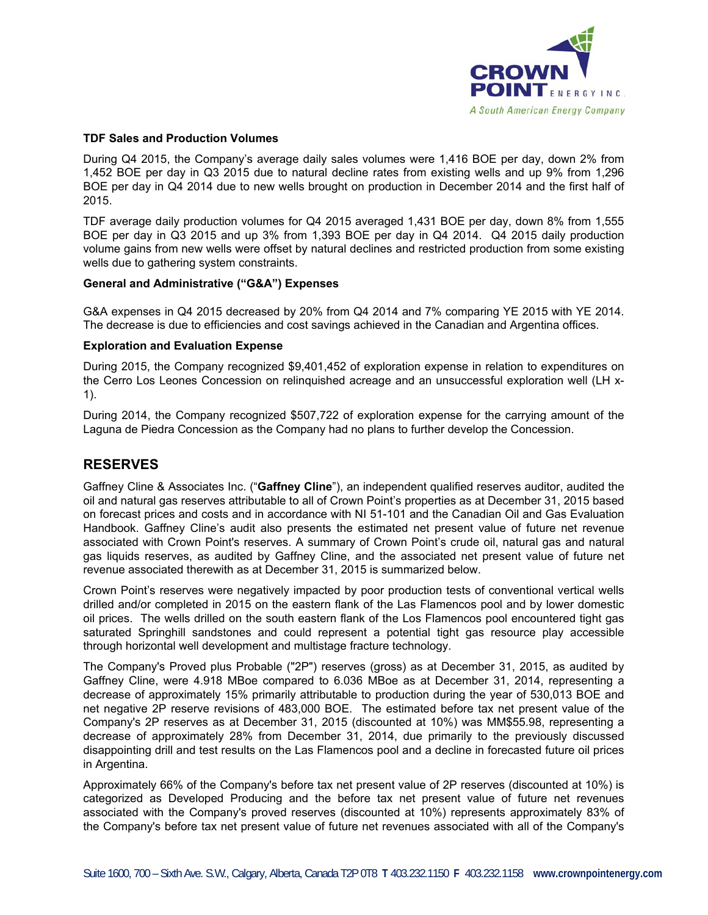#### TDF Sales and Production Volumes

During Q4 2015, the Company's average daily sales volumes were 1,416 BOE per day, down 2% from 1,452 BOE per day in Q3 2015 due to natural decline rates from existing wells and up 9% from 1,296 BOE per day in Q4 2014 due to new wells brought on production in December 2014 and the first half of 2015.

TDF average daily production volumes for Q4 2015 averaged 1,431 BOE per day, down 8% from 1,555 BOE per day in Q3 2015 and up 3% from 1,393 BOE per day in Q4 2014. Q4 2015 daily production volume gains from new wells were offset by natural declines and restricted production from some existing wells due to gathering system constraints.

#### General and Administrative ("G&A") Expenses

G&A expenses in Q4 2015 decreased by 20% from Q4 2014 and 7% comparing YE 2015 with YE 2014. The decrease is due to efficiencies and cost savings achieved in the Canadian and Argentina offices.

#### Exploration and Evaluation Expense

During 2015, the Company recognized $9,401,452 of exploration expense in relation to expenditures on the Cerro Los Leones Concession on relinquished acreage and an unsuccessful exploration well (LH x-1).

During 2014, the Company recognized $507,722 of exploration expense for the carrying amount of the Laguna de Piedra Concession as the Company had no plans to further develop the Concession.

## RESERVES

Gaffney Cline & Associates Inc. ("**Gaffney Cline**"), an independent qualified reserves auditor, audited the oil and natural gas reserves attributable to all of Crown Point's properties as at December 31, 2015 based on forecast prices and costs and in accordance with NI 51-101 and the Canadian Oil and Gas Evaluation Handbook. Gaffney Cline's audit also presents the estimated net present value of future net revenue associated with Crown Point's reserves. A summary of Crown Point's crude oil, natural gas and natural gas liquids reserves, as audited by Gaffney Cline, and the associated net present value of future net revenue associated therewith as at December 31, 2015 is summarized below.

Crown Point's reserves were negatively impacted by poor production tests of conventional vertical wells drilled and/or completed in 2015 on the eastern flank of the Las Flamencos pool and by lower domestic oil prices. The wells drilled on the south eastern flank of the Los Flamencos pool encountered tight gas saturated Springhill sandstones and could represent a potential tight gas resource play accessible through horizontal well development and multistage fracture technology.

The Company's Proved plus Probable ("2P") reserves (gross) as at December 31, 2015, as audited by Gaffney Cline, were 4.918 MBoe compared to 6.036 MBoe as at December 31, 2014, representing a decrease of approximately 15% primarily attributable to production during the year of 530,013 BOE and net negative 2P reserve revisions of 483,000 BOE. The estimated before tax net present value of the Company's 2P reserves as at December 31, 2015 (discounted at 10%) was MM$55.98, representing a decrease of approximately 28% from December 31, 2014, due primarily to the previously discussed disappointing drill and test results on the Las Flamencos pool and a decline in forecasted future oil prices in Argentina.

Approximately 66% of the Company's before tax net present value of 2P reserves (discounted at 10%) is categorized as Developed Producing and the before tax net present value of future net revenues associated with the Company's proved reserves (discounted at 10%) represents approximately 83% of the Company's before tax net present value of future net revenues associated with all of the Company's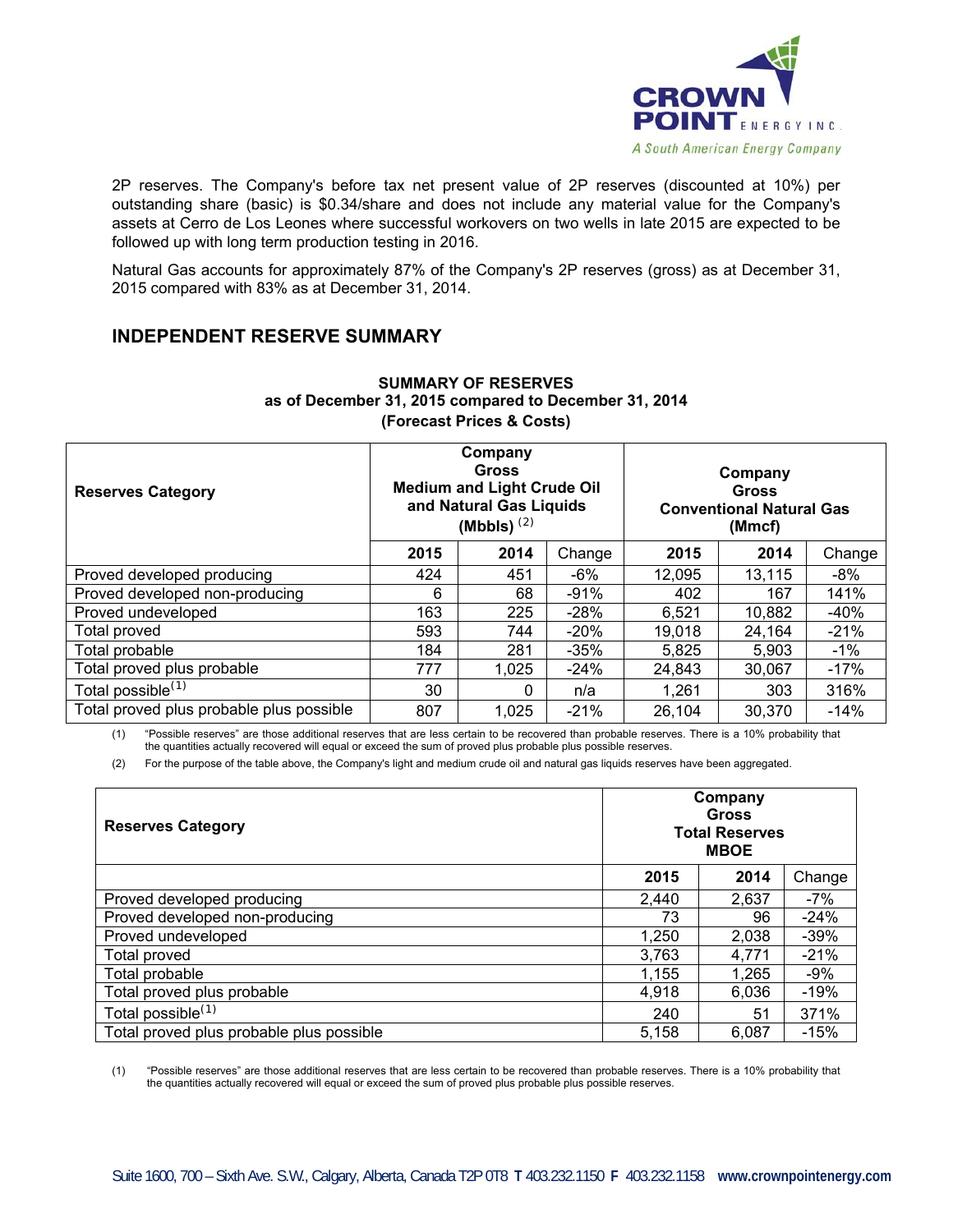2P reserves. The Company's before tax net present value of 2P reserves (discounted at 10%) per outstanding share (basic) is $0.34/share and does not include any material value for the Company's assets at Cerro de Los Leones where successful workovers on two wells in late 2015 are expected to be followed up with long term production testing in 2016.

Natural Gas accounts for approximately 87% of the Company's 2P reserves (gross) as at December 31, 2015 compared with 83% as at December 31, 2014.

## INDEPENDENT RESERVE SUMMARY

**SUMMARY OF RESERVES**
**as of December 31, 2015 compared to December 31, 2014**
**(Forecast Prices & Costs)**

| Reserves Category | Company Gross Medium and Light Crude Oil and Natural Gas Liquids (Mbbls) [(2)] | | | Company Gross Conventional Natural Gas (Mmcf) | | |
|---|---|---|---|---|---|---|
| | 2015 | 2014 | Change | 2015 | 2014 | Change |
| Proved developed producing | 424 | 451 | -6% | 12,095 | 13,115 | -8% |
| Proved developed non-producing | 6 | 68 | -91% | 402 | 167 | 141% |
| Proved undeveloped | 163 | 225 | -28% | 6,521 | 10,882 | -40% |
| Total proved | 593 | 744 | -20% | 19,018 | 24,164 | -21% |
| Total probable | 184 | 281 | -35% | 5,825 | 5,903 | -1% |
| Total proved plus probable | 777 | 1,025 | -24% | 24,843 | 30,067 | -17% |
| Total possible[(1)] | 30 | 0 | n/a | 1,261 | 303 | 316% |
| Total proved plus probable plus possible | 807 | 1,025 | -21% | 26,104 | 30,370 | -14% |

(1) "Possible reserves" are those additional reserves that are less certain to be recovered than probable reserves. There is a 10% probability that the quantities actually recovered will equal or exceed the sum of proved plus probable plus possible reserves.

(2) For the purpose of the table above, the Company's light and medium crude oil and natural gas liquids reserves have been aggregated.

| Reserves Category | Company Gross Total Reserves MBOE | | |
|---|---|---|---|
| | 2015 | 2014 | Change |
| Proved developed producing | 2,440 | 2,637 | -7% |
| Proved developed non-producing | 73 | 96 | -24% |
| Proved undeveloped | 1,250 | 2,038 | -39% |
| Total proved | 3,763 | 4,771 | -21% |
| Total probable | 1,155 | 1,265 | -9% |
| Total proved plus probable | 4,918 | 6,036 | -19% |
| Total possible[(1)] | 240 | 51 | 371% |
| Total proved plus probable plus possible | 5,158 | 6,087 | -15% |

(1) "Possible reserves" are those additional reserves that are less certain to be recovered than probable reserves. There is a 10% probability that the quantities actually recovered will equal or exceed the sum of proved plus probable plus possible reserves.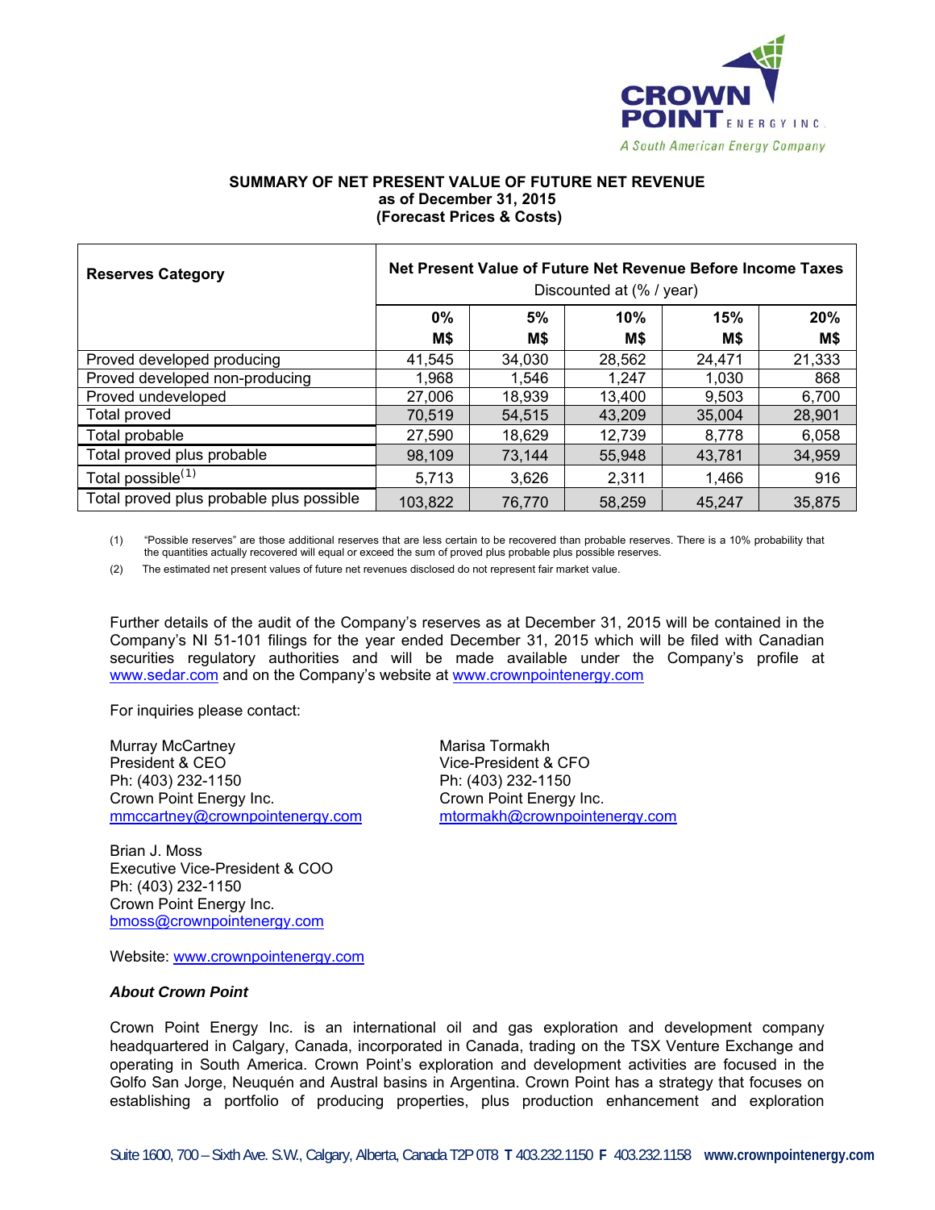## SUMMARY OF NET PRESENT VALUE OF FUTURE NET REVENUE
### as of December 31, 2015
### (Forecast Prices & Costs)

| Reserves Category | Net Present Value of Future Net Revenue Before Income Taxes Discounted at (% / year) | | | | |
|---|---|---|---|---|---|
| | 0% M$ | 5% M$ | 10% M$ | 15% M$ | 20% M$ |
| Proved developed producing | 41,545 | 34,030 | 28,562 | 24,471 | 21,333 |
| Proved developed non-producing | 1,968 | 1,546 | 1,247 | 1,030 | 868 |
| Proved undeveloped | 27,006 | 18,939 | 13,400 | 9,503 | 6,700 |
| Total proved | 70,519 | 54,515 | 43,209 | 35,004 | 28,901 |
| Total probable | 27,590 | 18,629 | 12,739 | 8,778 | 6,058 |
| Total proved plus probable | 98,109 | 73,144 | 55,948 | 43,781 | 34,959 |
| Total possible(1) | 5,713 | 3,626 | 2,311 | 1,466 | 916 |
| Total proved plus probable plus possible | 103,822 | 76,770 | 58,259 | 45,247 | 35,875 |

(1) "Possible reserves" are those additional reserves that are less certain to be recovered than probable reserves. There is a 10% probability that the quantities actually recovered will equal or exceed the sum of proved plus probable plus possible reserves.

(2) The estimated net present values of future net revenues disclosed do not represent fair market value.

Further details of the audit of the Company's reserves as at December 31, 2015 will be contained in the Company's NI 51-101 filings for the year ended December 31, 2015 which will be filed with Canadian securities regulatory authorities and will be made available under the Company's profile at www.sedar.com and on the Company's website at www.crownpointenergy.com

For inquiries please contact:

Murray McCartney
President & CEO
Ph: (403) 232-1150
Crown Point Energy Inc.
mmccartney@crownpointenergy.com

Marisa Tormakh
Vice-President & CFO
Ph: (403) 232-1150
Crown Point Energy Inc.
mtormakh@crownpointenergy.com

Brian J. Moss
Executive Vice-President & COO
Ph: (403) 232-1150
Crown Point Energy Inc.
bmoss@crownpointenergy.com

Website: www.crownpointenergy.com

***About Crown Point***

Crown Point Energy Inc. is an international oil and gas exploration and development company headquartered in Calgary, Canada, incorporated in Canada, trading on the TSX Venture Exchange and operating in South America. Crown Point's exploration and development activities are focused in the Golfo San Jorge, Neuquén and Austral basins in Argentina. Crown Point has a strategy that focuses on establishing a portfolio of producing properties, plus production enhancement and exploration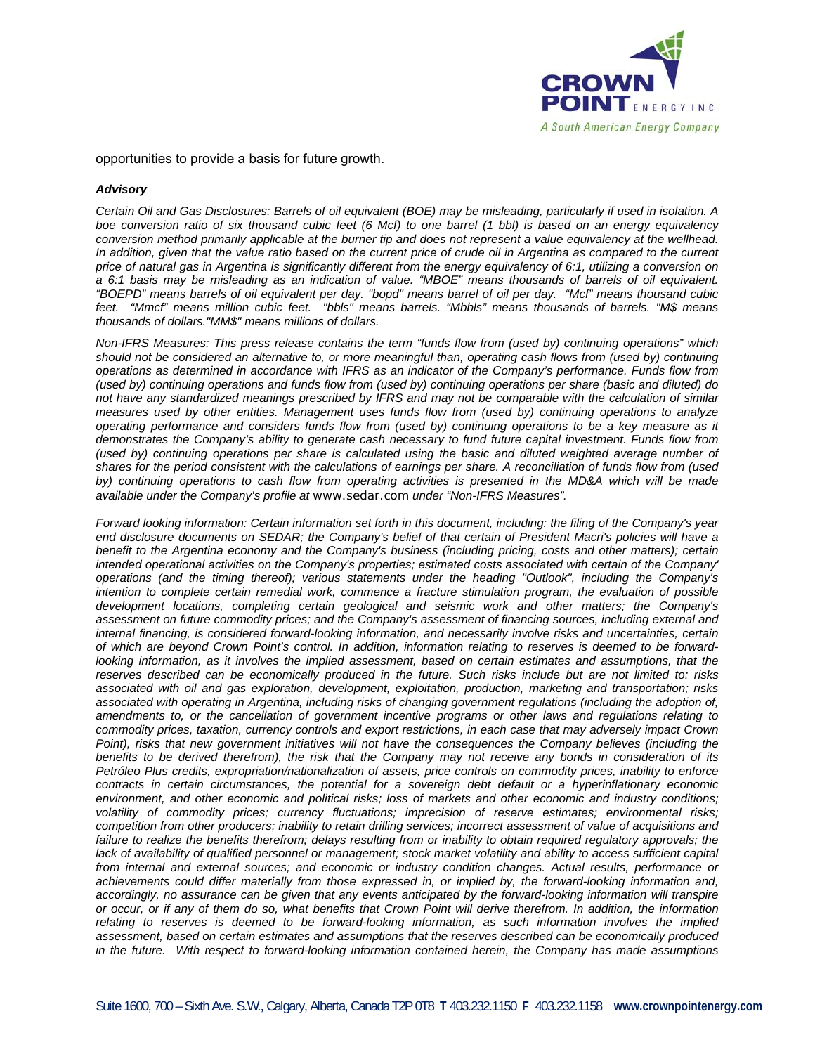opportunities to provide a basis for future growth.

***Advisory***

*Certain Oil and Gas Disclosures: Barrels of oil equivalent (BOE) may be misleading, particularly if used in isolation. A boe conversion ratio of six thousand cubic feet (6 Mcf) to one barrel (1 bbl) is based on an energy equivalency conversion method primarily applicable at the burner tip and does not represent a value equivalency at the wellhead. In addition, given that the value ratio based on the current price of crude oil in Argentina as compared to the current price of natural gas in Argentina is significantly different from the energy equivalency of 6:1, utilizing a conversion on a 6:1 basis may be misleading as an indication of value. "MBOE" means thousands of barrels of oil equivalent. "BOEPD" means barrels of oil equivalent per day. "bopd" means barrel of oil per day. "Mcf" means thousand cubic feet. "Mmcf" means million cubic feet. "bbls" means barrels. "Mbbls" means thousands of barrels. "M$ means thousands of dollars."MM$" means millions of dollars.*

*Non-IFRS Measures: This press release contains the term "funds flow from (used by) continuing operations" which should not be considered an alternative to, or more meaningful than, operating cash flows from (used by) continuing operations as determined in accordance with IFRS as an indicator of the Company's performance. Funds flow from (used by) continuing operations and funds flow from (used by) continuing operations per share (basic and diluted) do not have any standardized meanings prescribed by IFRS and may not be comparable with the calculation of similar measures used by other entities. Management uses funds flow from (used by) continuing operations to analyze operating performance and considers funds flow from (used by) continuing operations to be a key measure as it demonstrates the Company's ability to generate cash necessary to fund future capital investment. Funds flow from (used by) continuing operations per share is calculated using the basic and diluted weighted average number of shares for the period consistent with the calculations of earnings per share. A reconciliation of funds flow from (used by) continuing operations to cash flow from operating activities is presented in the MD&A which will be made available under the Company's profile at* www.sedar.com *under "Non-IFRS Measures".*

*Forward looking information: Certain information set forth in this document, including: the filing of the Company's year end disclosure documents on SEDAR; the Company's belief of that certain of President Macri's policies will have a benefit to the Argentina economy and the Company's business (including pricing, costs and other matters); certain intended operational activities on the Company's properties; estimated costs associated with certain of the Company' operations (and the timing thereof); various statements under the heading "Outlook", including the Company's intention to complete certain remedial work, commence a fracture stimulation program, the evaluation of possible development locations, completing certain geological and seismic work and other matters; the Company's assessment on future commodity prices; and the Company's assessment of financing sources, including external and internal financing, is considered forward-looking information, and necessarily involve risks and uncertainties, certain of which are beyond Crown Point's control. In addition, information relating to reserves is deemed to be forward-looking information, as it involves the implied assessment, based on certain estimates and assumptions, that the reserves described can be economically produced in the future. Such risks include but are not limited to: risks associated with oil and gas exploration, development, exploitation, production, marketing and transportation; risks associated with operating in Argentina, including risks of changing government regulations (including the adoption of, amendments to, or the cancellation of government incentive programs or other laws and regulations relating to commodity prices, taxation, currency controls and export restrictions, in each case that may adversely impact Crown Point), risks that new government initiatives will not have the consequences the Company believes (including the benefits to be derived therefrom), the risk that the Company may not receive any bonds in consideration of its Petróleo Plus credits, expropriation/nationalization of assets, price controls on commodity prices, inability to enforce contracts in certain circumstances, the potential for a sovereign debt default or a hyperinflationary economic environment, and other economic and political risks; loss of markets and other economic and industry conditions; volatility of commodity prices; currency fluctuations; imprecision of reserve estimates; environmental risks; competition from other producers; inability to retain drilling services; incorrect assessment of value of acquisitions and failure to realize the benefits therefrom; delays resulting from or inability to obtain required regulatory approvals; the lack of availability of qualified personnel or management; stock market volatility and ability to access sufficient capital from internal and external sources; and economic or industry condition changes. Actual results, performance or achievements could differ materially from those expressed in, or implied by, the forward-looking information and, accordingly, no assurance can be given that any events anticipated by the forward-looking information will transpire or occur, or if any of them do so, what benefits that Crown Point will derive therefrom. In addition, the information relating to reserves is deemed to be forward-looking information, as such information involves the implied assessment, based on certain estimates and assumptions that the reserves described can be economically produced in the future. With respect to forward-looking information contained herein, the Company has made assumptions*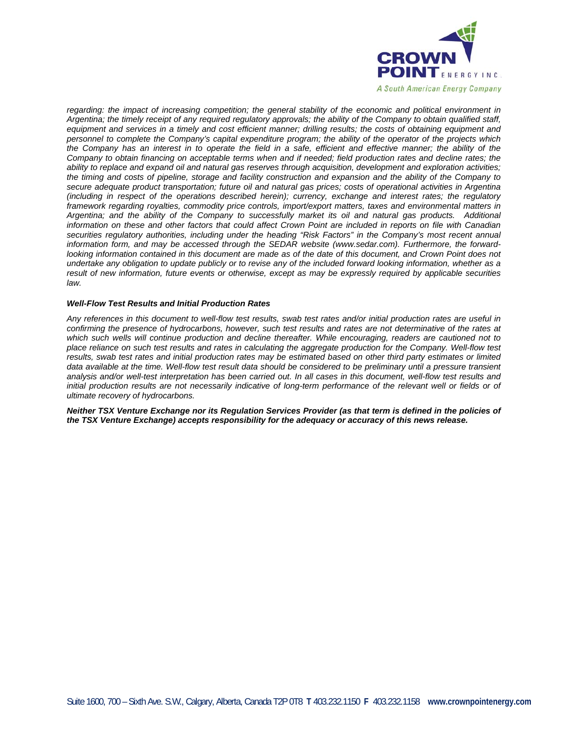*regarding: the impact of increasing competition; the general stability of the economic and political environment in Argentina; the timely receipt of any required regulatory approvals; the ability of the Company to obtain qualified staff, equipment and services in a timely and cost efficient manner; drilling results; the costs of obtaining equipment and personnel to complete the Company's capital expenditure program; the ability of the operator of the projects which the Company has an interest in to operate the field in a safe, efficient and effective manner; the ability of the Company to obtain financing on acceptable terms when and if needed; field production rates and decline rates; the ability to replace and expand oil and natural gas reserves through acquisition, development and exploration activities; the timing and costs of pipeline, storage and facility construction and expansion and the ability of the Company to secure adequate product transportation; future oil and natural gas prices; costs of operational activities in Argentina (including in respect of the operations described herein); currency, exchange and interest rates; the regulatory framework regarding royalties, commodity price controls, import/export matters, taxes and environmental matters in Argentina; and the ability of the Company to successfully market its oil and natural gas products. Additional information on these and other factors that could affect Crown Point are included in reports on file with Canadian securities regulatory authorities, including under the heading "Risk Factors" in the Company's most recent annual information form, and may be accessed through the SEDAR website (www.sedar.com). Furthermore, the forward-looking information contained in this document are made as of the date of this document, and Crown Point does not undertake any obligation to update publicly or to revise any of the included forward looking information, whether as a result of new information, future events or otherwise, except as may be expressly required by applicable securities law.*

***Well-Flow Test Results and Initial Production Rates***

*Any references in this document to well-flow test results, swab test rates and/or initial production rates are useful in confirming the presence of hydrocarbons, however, such test results and rates are not determinative of the rates at which such wells will continue production and decline thereafter. While encouraging, readers are cautioned not to place reliance on such test results and rates in calculating the aggregate production for the Company. Well-flow test results, swab test rates and initial production rates may be estimated based on other third party estimates or limited data available at the time. Well-flow test result data should be considered to be preliminary until a pressure transient analysis and/or well-test interpretation has been carried out. In all cases in this document, well-flow test results and initial production results are not necessarily indicative of long-term performance of the relevant well or fields or of ultimate recovery of hydrocarbons.*

***Neither TSX Venture Exchange nor its Regulation Services Provider (as that term is defined in the policies of the TSX Venture Exchange) accepts responsibility for the adequacy or accuracy of this news release.***